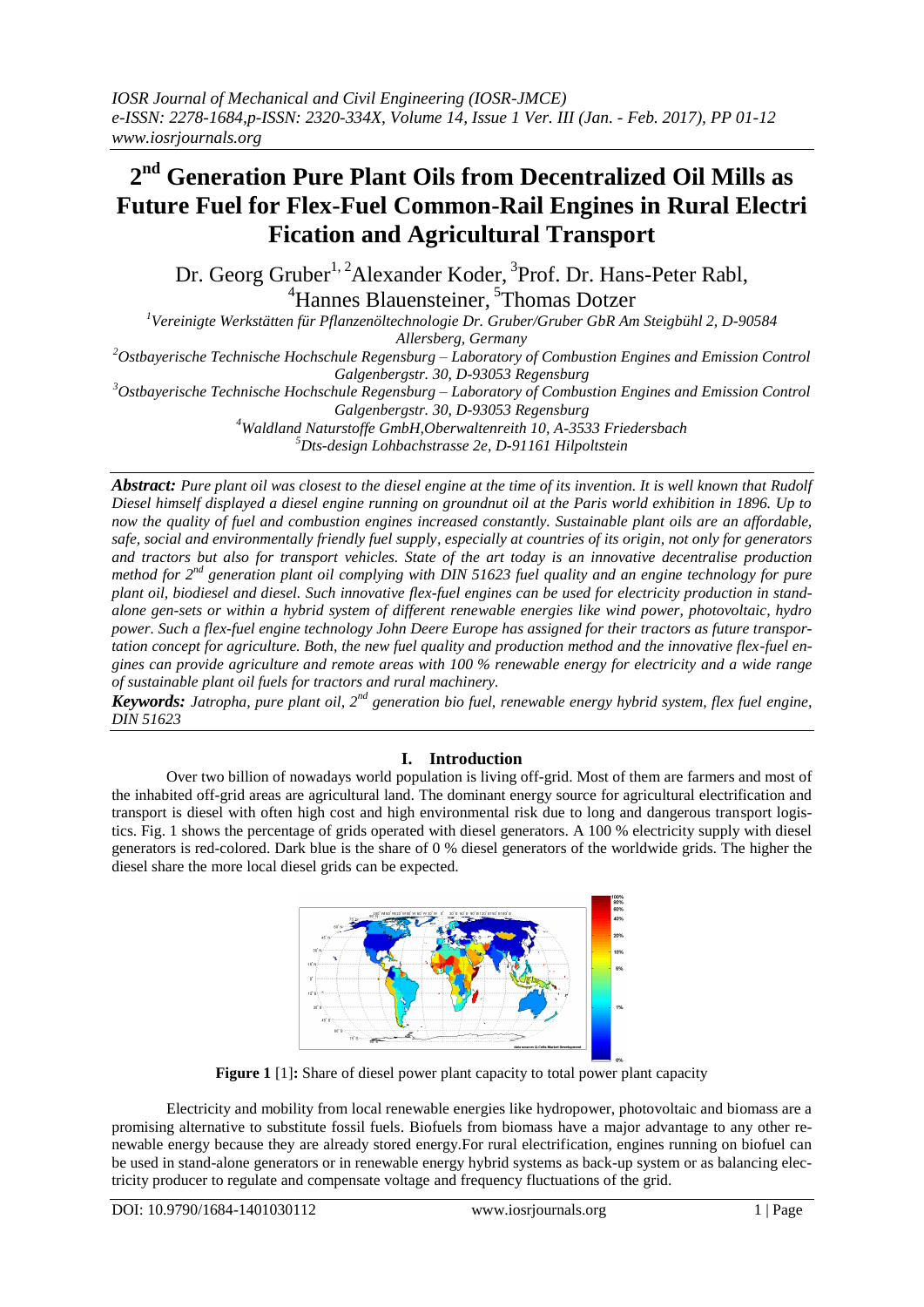# 2nd Generation Pure Plant Oils from Decentralized Oil Mills as Future Fuel for Flex-Fuel Common-Rail Engines in Rural Electri Fication and Agricultural Transport

Dr. Georg Gruber[1, 2] Alexander Koder, [3]Prof. Dr. Hans-Peter Rabl, [4]Hannes Blauensteiner, [5]Thomas Dotzer

[1]Vereinigte Werkstätten für Pflanzenöltechnologie Dr. Gruber/Gruber GbR Am Steigbühl 2, D-90584 Allersberg, Germany

[2]Ostbayerische Technische Hochschule Regensburg – Laboratory of Combustion Engines and Emission Control Galgenbergstr. 30, D-93053 Regensburg

[3]Ostbayerische Technische Hochschule Regensburg – Laboratory of Combustion Engines and Emission Control Galgenbergstr. 30, D-93053 Regensburg

[4]Waldland Naturstoffe GmbH,Oberwaltenreith 10, A-3533 Friedersbach

[5]Dts-design Lohbachstrasse 2e, D-91161 Hilpoltstein

***Abstract:*** *Pure plant oil was closest to the diesel engine at the time of its invention. It is well known that Rudolf Diesel himself displayed a diesel engine running on groundnut oil at the Paris world exhibition in 1896. Up to now the quality of fuel and combustion engines increased constantly. Sustainable plant oils are an affordable, safe, social and environmentally friendly fuel supply, especially at countries of its origin, not only for generators and tractors but also for transport vehicles. State of the art today is an innovative decentralise production method for 2nd generation plant oil complying with DIN 51623 fuel quality and an engine technology for pure plant oil, biodiesel and diesel. Such innovative flex-fuel engines can be used for electricity production in stand-alone gen-sets or within a hybrid system of different renewable energies like wind power, photovoltaic, hydro power. Such a flex-fuel engine technology John Deere Europe has assigned for their tractors as future transportation concept for agriculture. Both, the new fuel quality and production method and the innovative flex-fuel engines can provide agriculture and remote areas with 100 % renewable energy for electricity and a wide range of sustainable plant oil fuels for tractors and rural machinery.*

***Keywords:*** *Jatropha, pure plant oil, 2nd generation bio fuel, renewable energy hybrid system, flex fuel engine, DIN 51623*

## I. Introduction

Over two billion of nowadays world population is living off-grid. Most of them are farmers and most of the inhabited off-grid areas are agricultural land. The dominant energy source for agricultural electrification and transport is diesel with often high cost and high environmental risk due to long and dangerous transport logistics. Fig. 1 shows the percentage of grids operated with diesel generators. A 100 % electricity supply with diesel generators is red-colored. Dark blue is the share of 0 % diesel generators of the worldwide grids. The higher the diesel share the more local diesel grids can be expected.

**Figure 1** [1]**:** Share of diesel power plant capacity to total power plant capacity

Electricity and mobility from local renewable energies like hydropower, photovoltaic and biomass are a promising alternative to substitute fossil fuels. Biofuels from biomass have a major advantage to any other renewable energy because they are already stored energy.For rural electrification, engines running on biofuel can be used in stand-alone generators or in renewable energy hybrid systems as back-up system or as balancing electricity producer to regulate and compensate voltage and frequency fluctuations of the grid.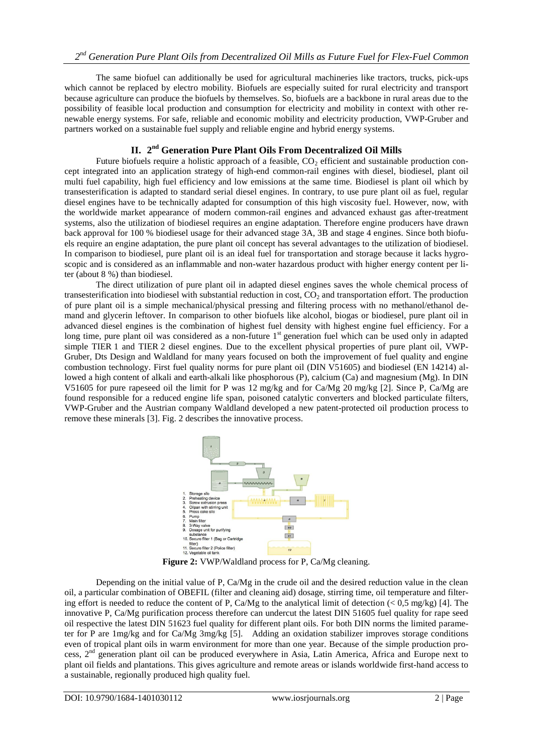The same biofuel can additionally be used for agricultural machineries like tractors, trucks, pick-ups which cannot be replaced by electro mobility. Biofuels are especially suited for rural electricity and transport because agriculture can produce the biofuels by themselves. So, biofuels are a backbone in rural areas due to the possibility of feasible local production and consumption for electricity and mobility in context with other renewable energy systems. For safe, reliable and economic mobility and electricity production, VWP-Gruber and partners worked on a sustainable fuel supply and reliable engine and hybrid energy systems.

## II. 2nd Generation Pure Plant Oils From Decentralized Oil Mills

Future biofuels require a holistic approach of a feasible, $CO_2$ efficient and sustainable production concept integrated into an application strategy of high-end common-rail engines with diesel, biodiesel, plant oil multi fuel capability, high fuel efficiency and low emissions at the same time. Biodiesel is plant oil which by transesterification is adapted to standard serial diesel engines. In contrary, to use pure plant oil as fuel, regular diesel engines have to be technically adapted for consumption of this high viscosity fuel. However, now, with the worldwide market appearance of modern common-rail engines and advanced exhaust gas after-treatment systems, also the utilization of biodiesel requires an engine adaptation. Therefore engine producers have drawn back approval for 100 % biodiesel usage for their advanced stage 3A, 3B and stage 4 engines. Since both biofuels require an engine adaptation, the pure plant oil concept has several advantages to the utilization of biodiesel. In comparison to biodiesel, pure plant oil is an ideal fuel for transportation and storage because it lacks hygroscopic and is considered as an inflammable and non-water hazardous product with higher energy content per liter (about 8 %) than biodiesel.

The direct utilization of pure plant oil in adapted diesel engines saves the whole chemical process of transesterification into biodiesel with substantial reduction in cost, $CO_2$ and transportation effort. The production of pure plant oil is a simple mechanical/physical pressing and filtering process with no methanol/ethanol demand and glycerin leftover. In comparison to other biofuels like alcohol, biogas or biodiesel, pure plant oil in advanced diesel engines is the combination of highest fuel density with highest engine fuel efficiency. For a long time, pure plant oil was considered as a non-future 1st generation fuel which can be used only in adapted simple TIER 1 and TIER 2 diesel engines. Due to the excellent physical properties of pure plant oil, VWP-Gruber, Dts Design and Waldland for many years focused on both the improvement of fuel quality and engine combustion technology. First fuel quality norms for pure plant oil (DIN V51605) and biodiesel (EN 14214) allowed a high content of alkali and earth-alkali like phosphorous (P), calcium (Ca) and magnesium (Mg). In DIN V51605 for pure rapeseed oil the limit for P was 12 mg/kg and for Ca/Mg 20 mg/kg [2]. Since P, Ca/Mg are found responsible for a reduced engine life span, poisoned catalytic converters and blocked particulate filters, VWP-Gruber and the Austrian company Waldland developed a new patent-protected oil production process to remove these minerals [3]. Fig. 2 describes the innovative process.

1. Storage silo
2. Preheating device
3. Screw extrusion press
4. Oilpan with stirring unit
5. Press cake silo
6. Pump
7. Main filter
8. 3-Way valve
9. Dosage unit for purifying substance
10. Secure filter 1 (Bag or Cartridge filter)
11. Secure filter 2 (Police filter)
12. Vegetable oil tank

**Figure 2:** VWP/Waldland process for P, Ca/Mg cleaning.

Depending on the initial value of P, Ca/Mg in the crude oil and the desired reduction value in the clean oil, a particular combination of OBEFIL (filter and cleaning aid) dosage, stirring time, oil temperature and filtering effort is needed to reduce the content of P, Ca/Mg to the analytical limit of detection (< 0,5 mg/kg) [4]. The innovative P, Ca/Mg purification process therefore can undercut the latest DIN 51605 fuel quality for rape seed oil respective the latest DIN 51623 fuel quality for different plant oils. For both DIN norms the limited parameter for P are 1mg/kg and for Ca/Mg 3mg/kg [5]. Adding an oxidation stabilizer improves storage conditions even of tropical plant oils in warm environment for more than one year. Because of the simple production process, 2nd generation plant oil can be produced everywhere in Asia, Latin America, Africa and Europe next to plant oil fields and plantations. This gives agriculture and remote areas or islands worldwide first-hand access to a sustainable, regionally produced high quality fuel.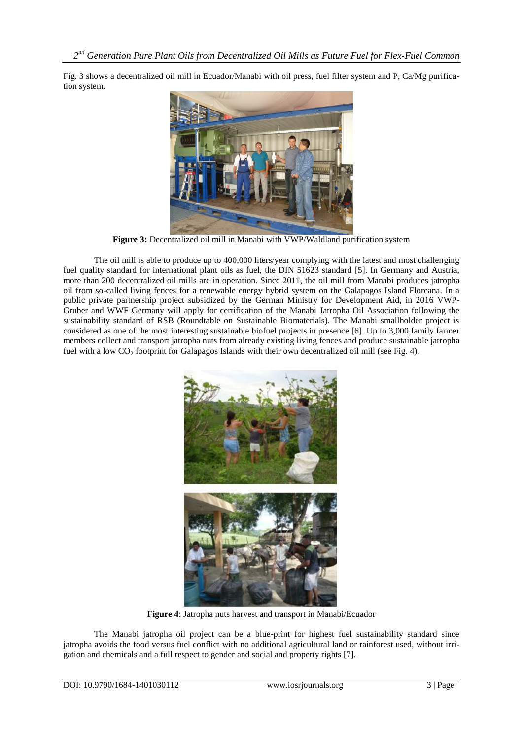Fig. 3 shows a decentralized oil mill in Ecuador/Manabi with oil press, fuel filter system and P, Ca/Mg purification system.

**Figure 3:** Decentralized oil mill in Manabi with VWP/Waldland purification system

The oil mill is able to produce up to 400,000 liters/year complying with the latest and most challenging fuel quality standard for international plant oils as fuel, the DIN 51623 standard [5]. In Germany and Austria, more than 200 decentralized oil mills are in operation. Since 2011, the oil mill from Manabi produces jatropha oil from so-called living fences for a renewable energy hybrid system on the Galapagos Island Floreana. In a public private partnership project subsidized by the German Ministry for Development Aid, in 2016 VWP-Gruber and WWF Germany will apply for certification of the Manabi Jatropha Oil Association following the sustainability standard of RSB (Roundtable on Sustainable Biomaterials). The Manabi smallholder project is considered as one of the most interesting sustainable biofuel projects in presence [6]. Up to 3,000 family farmer members collect and transport jatropha nuts from already existing living fences and produce sustainable jatropha fuel with a low $CO_2$ footprint for Galapagos Islands with their own decentralized oil mill (see Fig. 4).

**Figure 4**: Jatropha nuts harvest and transport in Manabi/Ecuador

The Manabi jatropha oil project can be a blue-print for highest fuel sustainability standard since jatropha avoids the food versus fuel conflict with no additional agricultural land or rainforest used, without irrigation and chemicals and a full respect to gender and social and property rights [7].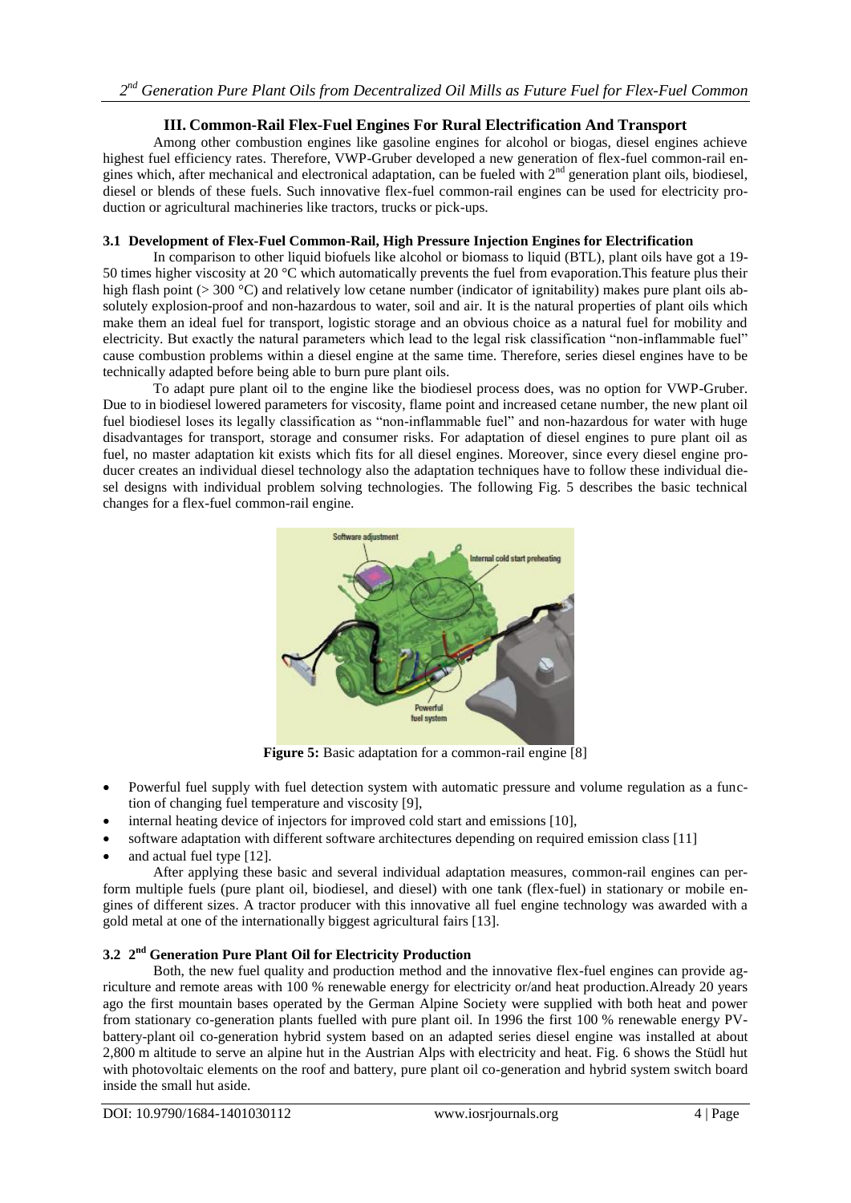## III. Common-Rail Flex-Fuel Engines For Rural Electrification And Transport

Among other combustion engines like gasoline engines for alcohol or biogas, diesel engines achieve highest fuel efficiency rates. Therefore, VWP-Gruber developed a new generation of flex-fuel common-rail engines which, after mechanical and electronical adaptation, can be fueled with 2nd generation plant oils, biodiesel, diesel or blends of these fuels. Such innovative flex-fuel common-rail engines can be used for electricity production or agricultural machineries like tractors, trucks or pick-ups.

### 3.1 Development of Flex-Fuel Common-Rail, High Pressure Injection Engines for Electrification

In comparison to other liquid biofuels like alcohol or biomass to liquid (BTL), plant oils have got a 19-50 times higher viscosity at 20 °C which automatically prevents the fuel from evaporation.This feature plus their high flash point (> 300 °C) and relatively low cetane number (indicator of ignitability) makes pure plant oils absolutely explosion-proof and non-hazardous to water, soil and air. It is the natural properties of plant oils which make them an ideal fuel for transport, logistic storage and an obvious choice as a natural fuel for mobility and electricity. But exactly the natural parameters which lead to the legal risk classification "non-inflammable fuel" cause combustion problems within a diesel engine at the same time. Therefore, series diesel engines have to be technically adapted before being able to burn pure plant oils.

To adapt pure plant oil to the engine like the biodiesel process does, was no option for VWP-Gruber. Due to in biodiesel lowered parameters for viscosity, flame point and increased cetane number, the new plant oil fuel biodiesel loses its legally classification as "non-inflammable fuel" and non-hazardous for water with huge disadvantages for transport, storage and consumer risks. For adaptation of diesel engines to pure plant oil as fuel, no master adaptation kit exists which fits for all diesel engines. Moreover, since every diesel engine producer creates an individual diesel technology also the adaptation techniques have to follow these individual diesel designs with individual problem solving technologies. The following Fig. 5 describes the basic technical changes for a flex-fuel common-rail engine.

**Figure 5:** Basic adaptation for a common-rail engine [8]

- Powerful fuel supply with fuel detection system with automatic pressure and volume regulation as a function of changing fuel temperature and viscosity [9],
- internal heating device of injectors for improved cold start and emissions [10],
- software adaptation with different software architectures depending on required emission class [11]
- and actual fuel type [12].

After applying these basic and several individual adaptation measures, common-rail engines can perform multiple fuels (pure plant oil, biodiesel, and diesel) with one tank (flex-fuel) in stationary or mobile engines of different sizes. A tractor producer with this innovative all fuel engine technology was awarded with a gold metal at one of the internationally biggest agricultural fairs [13].

### 3.2 2nd Generation Pure Plant Oil for Electricity Production

Both, the new fuel quality and production method and the innovative flex-fuel engines can provide agriculture and remote areas with 100 % renewable energy for electricity or/and heat production.Already 20 years ago the first mountain bases operated by the German Alpine Society were supplied with both heat and power from stationary co-generation plants fuelled with pure plant oil. In 1996 the first 100 % renewable energy PV-battery-plant oil co-generation hybrid system based on an adapted series diesel engine was installed at about 2,800 m altitude to serve an alpine hut in the Austrian Alps with electricity and heat. Fig. 6 shows the Stüdl hut with photovoltaic elements on the roof and battery, pure plant oil co-generation and hybrid system switch board inside the small hut aside.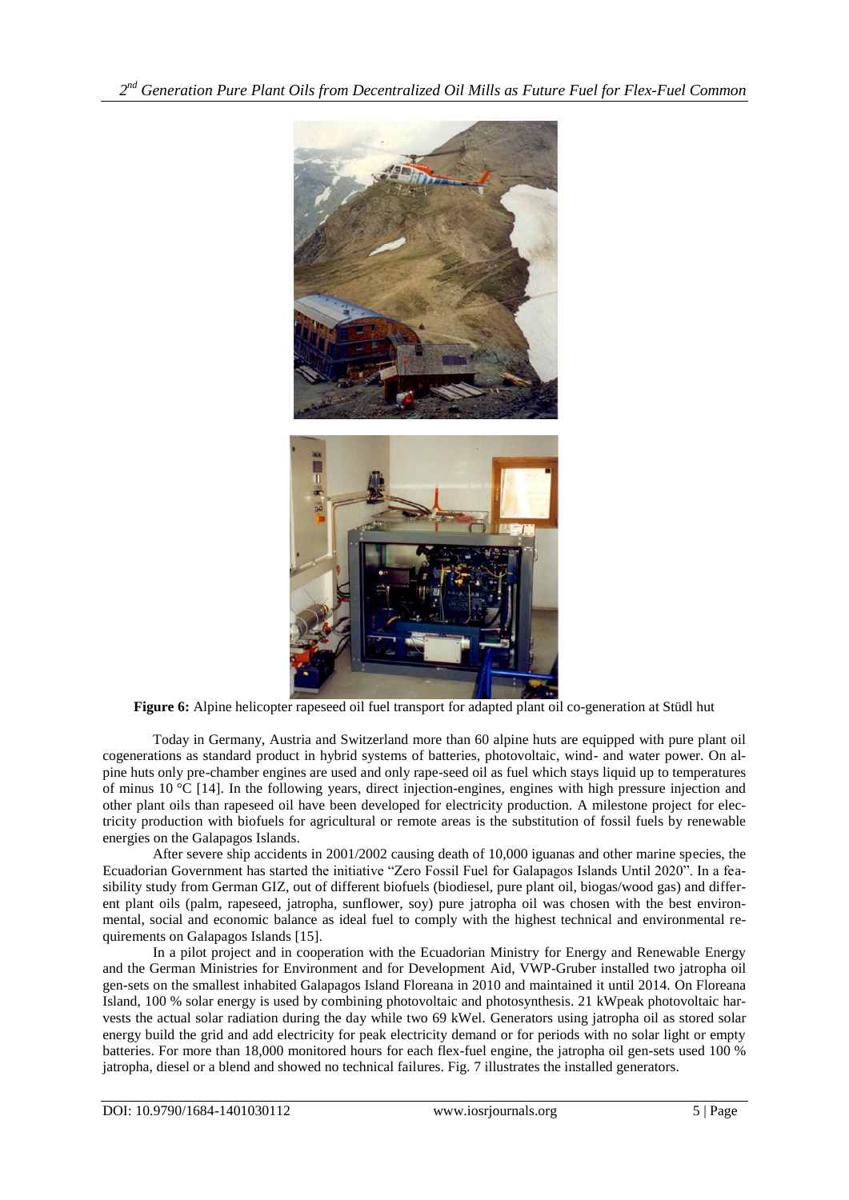**Figure 6:** Alpine helicopter rapeseed oil fuel transport for adapted plant oil co-generation at Stüdl hut

Today in Germany, Austria and Switzerland more than 60 alpine huts are equipped with pure plant oil cogenerations as standard product in hybrid systems of batteries, photovoltaic, wind- and water power. On alpine huts only pre-chamber engines are used and only rape-seed oil as fuel which stays liquid up to temperatures of minus 10 °C [14]. In the following years, direct injection-engines, engines with high pressure injection and other plant oils than rapeseed oil have been developed for electricity production. A milestone project for electricity production with biofuels for agricultural or remote areas is the substitution of fossil fuels by renewable energies on the Galapagos Islands.

After severe ship accidents in 2001/2002 causing death of 10,000 iguanas and other marine species, the Ecuadorian Government has started the initiative "Zero Fossil Fuel for Galapagos Islands Until 2020". In a feasibility study from German GIZ, out of different biofuels (biodiesel, pure plant oil, biogas/wood gas) and different plant oils (palm, rapeseed, jatropha, sunflower, soy) pure jatropha oil was chosen with the best environmental, social and economic balance as ideal fuel to comply with the highest technical and environmental requirements on Galapagos Islands [15].

In a pilot project and in cooperation with the Ecuadorian Ministry for Energy and Renewable Energy and the German Ministries for Environment and for Development Aid, VWP-Gruber installed two jatropha oil gen-sets on the smallest inhabited Galapagos Island Floreana in 2010 and maintained it until 2014. On Floreana Island, 100 % solar energy is used by combining photovoltaic and photosynthesis. 21 kWpeak photovoltaic harvests the actual solar radiation during the day while two 69 kWel. Generators using jatropha oil as stored solar energy build the grid and add electricity for peak electricity demand or for periods with no solar light or empty batteries. For more than 18,000 monitored hours for each flex-fuel engine, the jatropha oil gen-sets used 100 % jatropha, diesel or a blend and showed no technical failures. Fig. 7 illustrates the installed generators.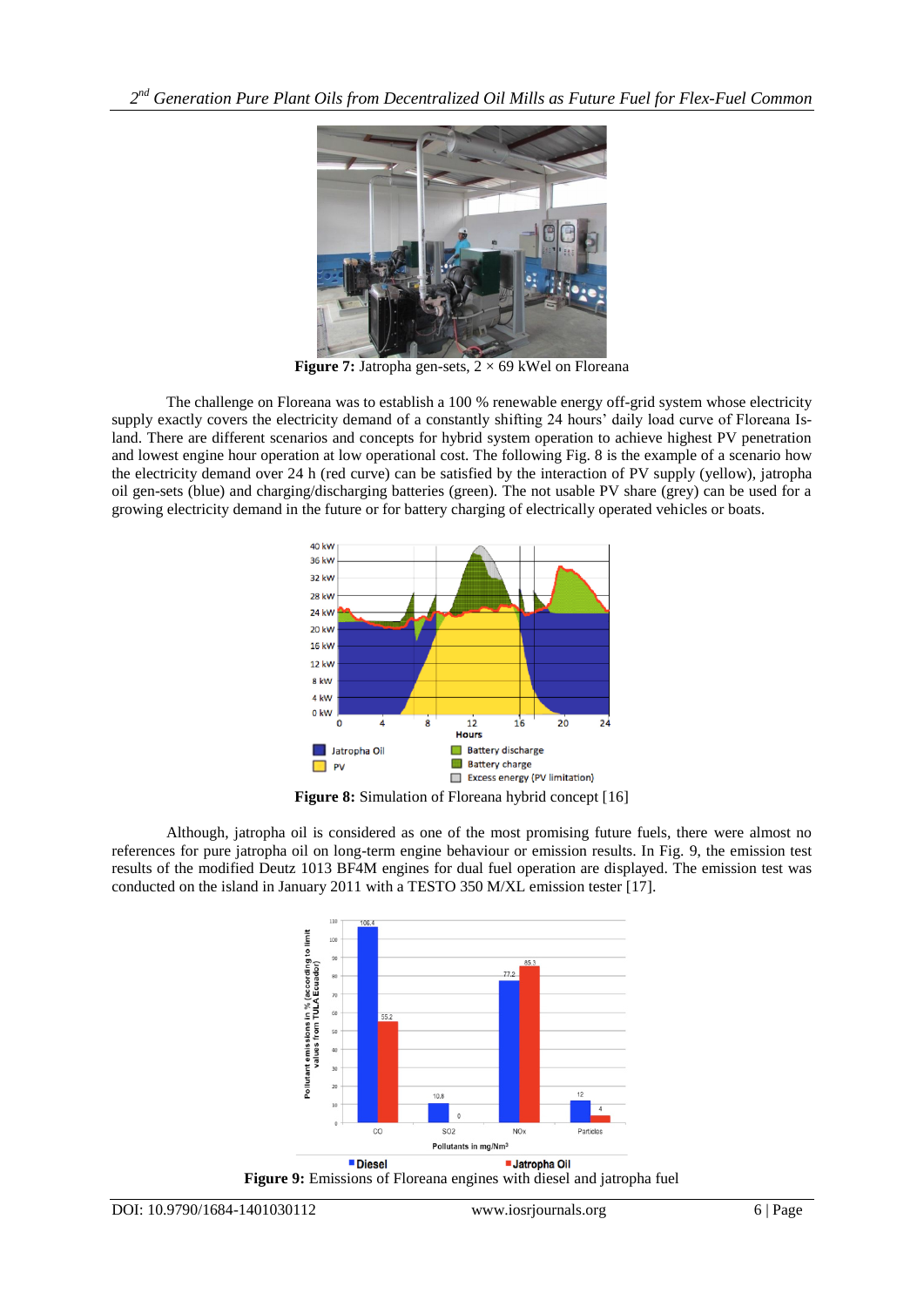**Figure 7:** Jatropha gen-sets, 2 × 69 kWel on Floreana

The challenge on Floreana was to establish a 100 % renewable energy off-grid system whose electricity supply exactly covers the electricity demand of a constantly shifting 24 hours' daily load curve of Floreana Island. There are different scenarios and concepts for hybrid system operation to achieve highest PV penetration and lowest engine hour operation at low operational cost. The following Fig. 8 is the example of a scenario how the electricity demand over 24 h (red curve) can be satisfied by the interaction of PV supply (yellow), jatropha oil gen-sets (blue) and charging/discharging batteries (green). The not usable PV share (grey) can be used for a growing electricity demand in the future or for battery charging of electrically operated vehicles or boats.

**Figure 8:** Simulation of Floreana hybrid concept [16]

Although, jatropha oil is considered as one of the most promising future fuels, there were almost no references for pure jatropha oil on long-term engine behaviour or emission results. In Fig. 9, the emission test results of the modified Deutz 1013 BF4M engines for dual fuel operation are displayed. The emission test was conducted on the island in January 2011 with a TESTO 350 M/XL emission tester [17].

**Figure 9:** Emissions of Floreana engines with diesel and jatropha fuel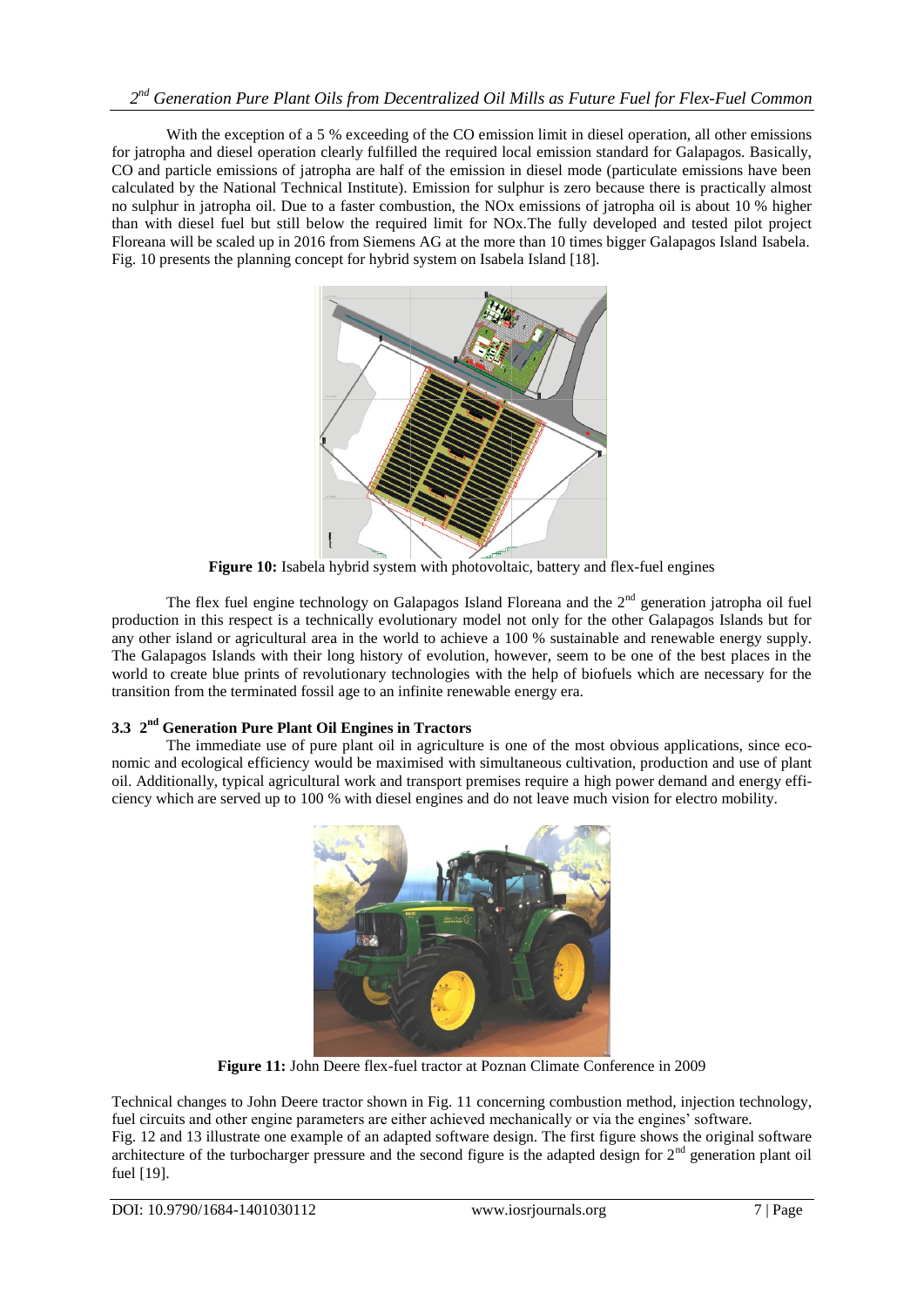With the exception of a 5 % exceeding of the CO emission limit in diesel operation, all other emissions for jatropha and diesel operation clearly fulfilled the required local emission standard for Galapagos. Basically, CO and particle emissions of jatropha are half of the emission in diesel mode (particulate emissions have been calculated by the National Technical Institute). Emission for sulphur is zero because there is practically almost no sulphur in jatropha oil. Due to a faster combustion, the NOx emissions of jatropha oil is about 10 % higher than with diesel fuel but still below the required limit for NOx.The fully developed and tested pilot project Floreana will be scaled up in 2016 from Siemens AG at the more than 10 times bigger Galapagos Island Isabela. Fig. 10 presents the planning concept for hybrid system on Isabela Island [18].

**Figure 10:** Isabela hybrid system with photovoltaic, battery and flex-fuel engines

The flex fuel engine technology on Galapagos Island Floreana and the 2nd generation jatropha oil fuel production in this respect is a technically evolutionary model not only for the other Galapagos Islands but for any other island or agricultural area in the world to achieve a 100 % sustainable and renewable energy supply. The Galapagos Islands with their long history of evolution, however, seem to be one of the best places in the world to create blue prints of revolutionary technologies with the help of biofuels which are necessary for the transition from the terminated fossil age to an infinite renewable energy era.

### 3.3 2nd Generation Pure Plant Oil Engines in Tractors

The immediate use of pure plant oil in agriculture is one of the most obvious applications, since economic and ecological efficiency would be maximised with simultaneous cultivation, production and use of plant oil. Additionally, typical agricultural work and transport premises require a high power demand and energy efficiency which are served up to 100 % with diesel engines and do not leave much vision for electro mobility.

**Figure 11:** John Deere flex-fuel tractor at Poznan Climate Conference in 2009

Technical changes to John Deere tractor shown in Fig. 11 concerning combustion method, injection technology, fuel circuits and other engine parameters are either achieved mechanically or via the engines' software.
Fig. 12 and 13 illustrate one example of an adapted software design. The first figure shows the original software architecture of the turbocharger pressure and the second figure is the adapted design for 2nd generation plant oil fuel [19].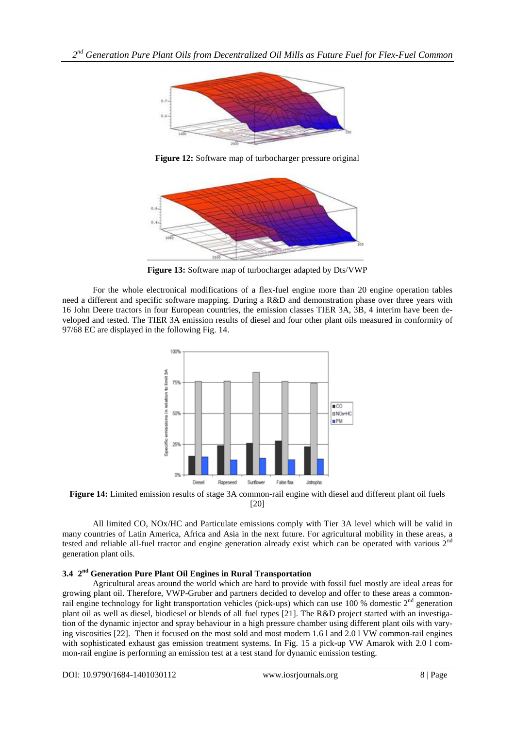**Figure 12:** Software map of turbocharger pressure original

**Figure 13:** Software map of turbocharger adapted by Dts/VWP

For the whole electronical modifications of a flex-fuel engine more than 20 engine operation tables need a different and specific software mapping. During a R&D and demonstration phase over three years with 16 John Deere tractors in four European countries, the emission classes TIER 3A, 3B, 4 interim have been developed and tested. The TIER 3A emission results of diesel and four other plant oils measured in conformity of 97/68 EC are displayed in the following Fig. 14.

**Figure 14:** Limited emission results of stage 3A common-rail engine with diesel and different plant oil fuels [20]

All limited CO, NOx/HC and Particulate emissions comply with Tier 3A level which will be valid in many countries of Latin America, Africa and Asia in the next future. For agricultural mobility in these areas, a tested and reliable all-fuel tractor and engine generation already exist which can be operated with various 2[nd] generation plant oils.

### 3.4 2[nd] Generation Pure Plant Oil Engines in Rural Transportation

Agricultural areas around the world which are hard to provide with fossil fuel mostly are ideal areas for growing plant oil. Therefore, VWP-Gruber and partners decided to develop and offer to these areas a common-rail engine technology for light transportation vehicles (pick-ups) which can use 100 % domestic 2[nd] generation plant oil as well as diesel, biodiesel or blends of all fuel types [21]. The R&D project started with an investigation of the dynamic injector and spray behaviour in a high pressure chamber using different plant oils with varying viscosities [22]. Then it focused on the most sold and most modern 1.6 l and 2.0 l VW common-rail engines with sophisticated exhaust gas emission treatment systems. In Fig. 15 a pick-up VW Amarok with 2.0 l common-rail engine is performing an emission test at a test stand for dynamic emission testing.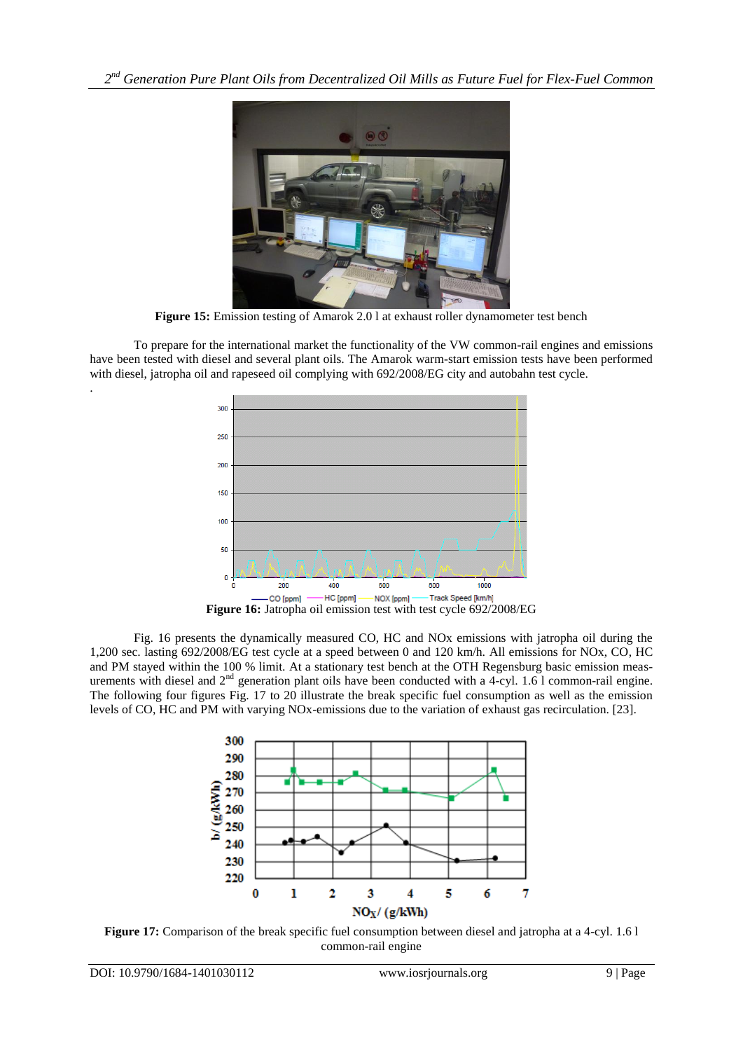**Figure 15:** Emission testing of Amarok 2.0 l at exhaust roller dynamometer test bench

To prepare for the international market the functionality of the VW common-rail engines and emissions have been tested with diesel and several plant oils. The Amarok warm-start emission tests have been performed with diesel, jatropha oil and rapeseed oil complying with 692/2008/EG city and autobahn test cycle.

.

**Figure 16:** Jatropha oil emission test with test cycle 692/2008/EG

Fig. 16 presents the dynamically measured CO, HC and NOx emissions with jatropha oil during the 1,200 sec. lasting 692/2008/EG test cycle at a speed between 0 and 120 km/h. All emissions for NOx, CO, HC and PM stayed within the 100 % limit. At a stationary test bench at the OTH Regensburg basic emission measurements with diesel and 2[nd] generation plant oils have been conducted with a 4-cyl. 1.6 l common-rail engine. The following four figures Fig. 17 to 20 illustrate the break specific fuel consumption as well as the emission levels of CO, HC and PM with varying NOx-emissions due to the variation of exhaust gas recirculation. [23].

**Figure 17:** Comparison of the break specific fuel consumption between diesel and jatropha at a 4-cyl. 1.6 l common-rail engine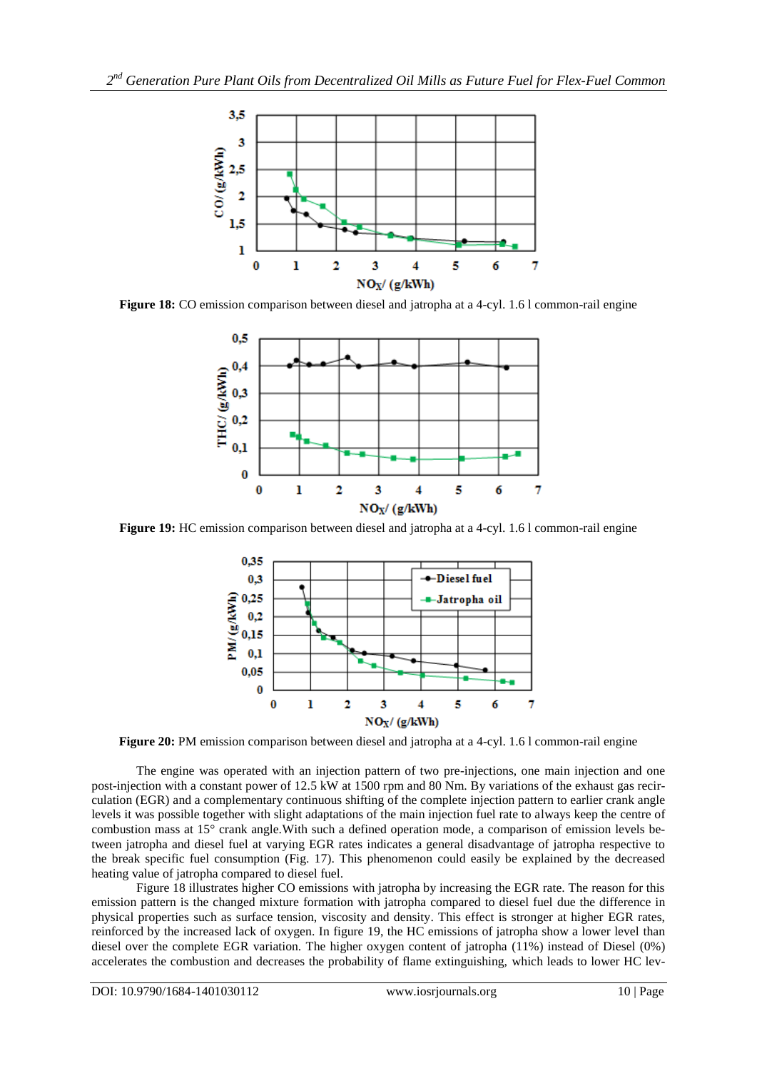**Figure 18:** CO emission comparison between diesel and jatropha at a 4-cyl. 1.6 l common-rail engine

**Figure 19:** HC emission comparison between diesel and jatropha at a 4-cyl. 1.6 l common-rail engine

**Figure 20:** PM emission comparison between diesel and jatropha at a 4-cyl. 1.6 l common-rail engine

The engine was operated with an injection pattern of two pre-injections, one main injection and one post-injection with a constant power of 12.5 kW at 1500 rpm and 80 Nm. By variations of the exhaust gas recirculation (EGR) and a complementary continuous shifting of the complete injection pattern to earlier crank angle levels it was possible together with slight adaptations of the main injection fuel rate to always keep the centre of combustion mass at 15° crank angle.With such a defined operation mode, a comparison of emission levels between jatropha and diesel fuel at varying EGR rates indicates a general disadvantage of jatropha respective to the break specific fuel consumption (Fig. 17). This phenomenon could easily be explained by the decreased heating value of jatropha compared to diesel fuel.

Figure 18 illustrates higher CO emissions with jatropha by increasing the EGR rate. The reason for this emission pattern is the changed mixture formation with jatropha compared to diesel fuel due the difference in physical properties such as surface tension, viscosity and density. This effect is stronger at higher EGR rates, reinforced by the increased lack of oxygen. In figure 19, the HC emissions of jatropha show a lower level than diesel over the complete EGR variation. The higher oxygen content of jatropha (11%) instead of Diesel (0%) accelerates the combustion and decreases the probability of flame extinguishing, which leads to lower HC lev-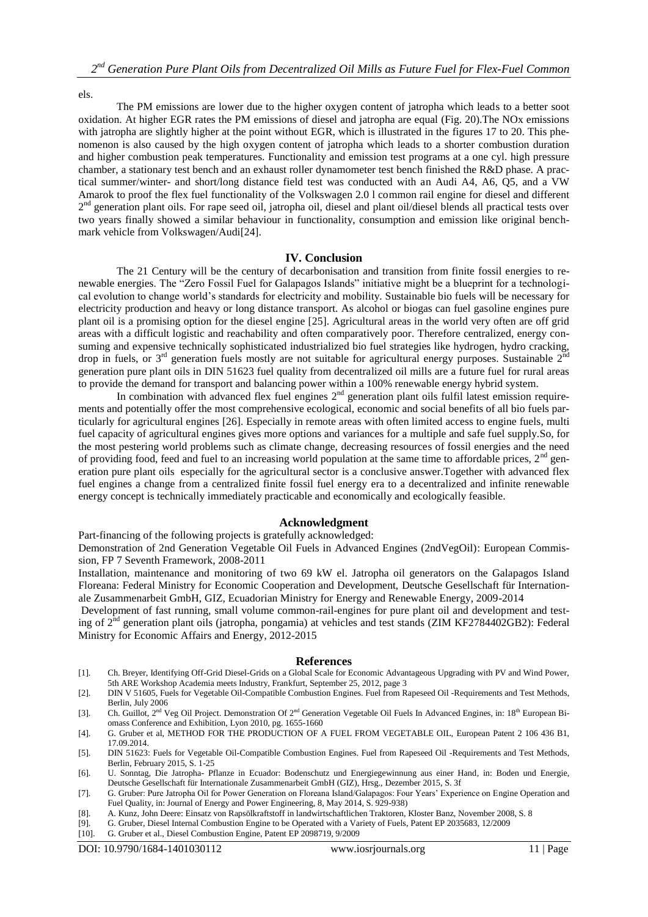els.

The PM emissions are lower due to the higher oxygen content of jatropha which leads to a better soot oxidation. At higher EGR rates the PM emissions of diesel and jatropha are equal (Fig. 20).The NOx emissions with jatropha are slightly higher at the point without EGR, which is illustrated in the figures 17 to 20. This phenomenon is also caused by the high oxygen content of jatropha which leads to a shorter combustion duration and higher combustion peak temperatures. Functionality and emission test programs at a one cyl. high pressure chamber, a stationary test bench and an exhaust roller dynamometer test bench finished the R&D phase. A practical summer/winter- and short/long distance field test was conducted with an Audi A4, A6, Q5, and a VW Amarok to proof the flex fuel functionality of the Volkswagen 2.0 l common rail engine for diesel and different 2nd generation plant oils. For rape seed oil, jatropha oil, diesel and plant oil/diesel blends all practical tests over two years finally showed a similar behaviour in functionality, consumption and emission like original benchmark vehicle from Volkswagen/Audi[24].

## IV. Conclusion

The 21 Century will be the century of decarbonisation and transition from finite fossil energies to renewable energies. The "Zero Fossil Fuel for Galapagos Islands" initiative might be a blueprint for a technological evolution to change world's standards for electricity and mobility. Sustainable bio fuels will be necessary for electricity production and heavy or long distance transport. As alcohol or biogas can fuel gasoline engines pure plant oil is a promising option for the diesel engine [25]. Agricultural areas in the world very often are off grid areas with a difficult logistic and reachability and often comparatively poor. Therefore centralized, energy consuming and expensive technically sophisticated industrialized bio fuel strategies like hydrogen, hydro cracking, drop in fuels, or 3rd generation fuels mostly are not suitable for agricultural energy purposes. Sustainable 2nd generation pure plant oils in DIN 51623 fuel quality from decentralized oil mills are a future fuel for rural areas to provide the demand for transport and balancing power within a 100% renewable energy hybrid system.

In combination with advanced flex fuel engines 2nd generation plant oils fulfil latest emission requirements and potentially offer the most comprehensive ecological, economic and social benefits of all bio fuels particularly for agricultural engines [26]. Especially in remote areas with often limited access to engine fuels, multi fuel capacity of agricultural engines gives more options and variances for a multiple and safe fuel supply.So, for the most pestering world problems such as climate change, decreasing resources of fossil energies and the need of providing food, feed and fuel to an increasing world population at the same time to affordable prices, 2nd generation pure plant oils especially for the agricultural sector is a conclusive answer.Together with advanced flex fuel engines a change from a centralized finite fossil fuel energy era to a decentralized and infinite renewable energy concept is technically immediately practicable and economically and ecologically feasible.

## Acknowledgment

Part-financing of the following projects is gratefully acknowledged:

Demonstration of 2nd Generation Vegetable Oil Fuels in Advanced Engines (2ndVegOil): European Commission, FP 7 Seventh Framework, 2008-2011

Installation, maintenance and monitoring of two 69 kW el. Jatropha oil generators on the Galapagos Island Floreana: Federal Ministry for Economic Cooperation and Development, Deutsche Gesellschaft für Internationale Zusammenarbeit GmbH, GIZ, Ecuadorian Ministry for Energy and Renewable Energy, 2009-2014

Development of fast running, small volume common-rail-engines for pure plant oil and development and testing of 2nd generation plant oils (jatropha, pongamia) at vehicles and test stands (ZIM KF2784402GB2): Federal Ministry for Economic Affairs and Energy, 2012-2015

## References

[1]. Ch. Breyer, Identifying Off-Grid Diesel-Grids on a Global Scale for Economic Advantageous Upgrading with PV and Wind Power, 5th ARE Workshop Academia meets Industry, Frankfurt, September 25, 2012, page 3

[2]. DIN V 51605, Fuels for Vegetable Oil-Compatible Combustion Engines. Fuel from Rapeseed Oil -Requirements and Test Methods, Berlin, July 2006

[3]. Ch. Guillot, 2nd Veg Oil Project. Demonstration Of 2nd Generation Vegetable Oil Fuels In Advanced Engines, in: 18th European Biomass Conference and Exhibition, Lyon 2010, pg. 1655-1660

[4]. G. Gruber et al, METHOD FOR THE PRODUCTION OF A FUEL FROM VEGETABLE OIL, European Patent 2 106 436 B1, 17.09.2014.

[5]. DIN 51623: Fuels for Vegetable Oil-Compatible Combustion Engines. Fuel from Rapeseed Oil -Requirements and Test Methods, Berlin, February 2015, S. 1-25

[6]. U. Sonntag, Die Jatropha- Pflanze in Ecuador: Bodenschutz und Energiegewinnung aus einer Hand, in: Boden und Energie, Deutsche Gesellschaft für Internationale Zusammenarbeit GmbH (GIZ), Hrsg., Dezember 2015, S. 3f

[7]. G. Gruber: Pure Jatropha Oil for Power Generation on Floreana Island/Galapagos: Four Years' Experience on Engine Operation and Fuel Quality, in: Journal of Energy and Power Engineering, 8, May 2014, S. 929-938)

[8]. A. Kunz, John Deere: Einsatz von Rapsölkraftstoff in landwirtschaftlichen Traktoren, Kloster Banz, November 2008, S. 8

[9]. G. Gruber, Diesel Internal Combustion Engine to be Operated with a Variety of Fuels, Patent EP 2035683, 12/2009

[10]. G. Gruber et al., Diesel Combustion Engine, Patent EP 2098719, 9/2009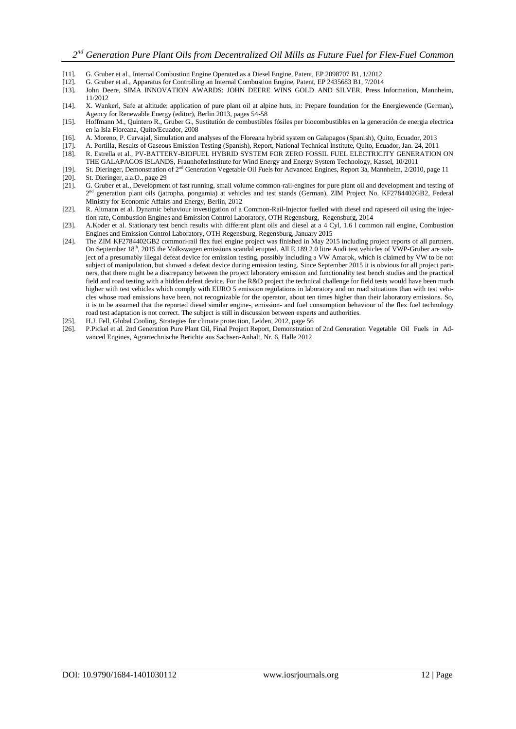[11]. G. Gruber et al., Internal Combustion Engine Operated as a Diesel Engine, Patent, EP 2098707 B1, 1/2012

[12]. G. Gruber et al., Apparatus for Controlling an Internal Combustion Engine, Patent, EP 2435683 B1, 7/2014

[13]. John Deere, SIMA INNOVATION AWARDS: JOHN DEERE WINS GOLD AND SILVER, Press Information, Mannheim, 11/2012

[14]. X. Wankerl, Safe at altitude: application of pure plant oil at alpine huts, in: Prepare foundation for the Energiewende (German), Agency for Renewable Energy (editor), Berlin 2013, pages 54-58

[15]. Hoffmann M., Quintero R., Gruber G., Sustitutión de combustibles fósiles per biocombustibles en la generación de energia electrica en la Isla Floreana, Quito/Ecuador, 2008

[16]. A. Moreno, P. Carvajal, Simulation and analyses of the Floreana hybrid system on Galapagos (Spanish), Quito, Ecuador, 2013

[17]. A. Portilla, Results of Gaseous Emission Testing (Spanish), Report, National Technical Institute, Quito, Ecuador, Jan. 24, 2011

[18]. R. Estrella et al., PV-BATTERY-BIOFUEL HYBRID SYSTEM FOR ZERO FOSSIL FUEL ELECTRICITY GENERATION ON THE GALAPAGOS ISLANDS, FraunhoferInstitute for Wind Energy and Energy System Technology, Kassel, 10/2011

[19]. St. Dieringer, Demonstration of 2nd Generation Vegetable Oil Fuels for Advanced Engines, Report 3a, Mannheim, 2/2010, page 11

[20]. St. Dieringer, a.a.O., page 29

[21]. G. Gruber et al., Development of fast running, small volume common-rail-engines for pure plant oil and development and testing of 2nd generation plant oils (jatropha, pongamia) at vehicles and test stands (German), ZIM Project No. KF2784402GB2, Federal Ministry for Economic Affairs and Energy, Berlin, 2012

[22]. R. Altmann et al. Dynamic behaviour investigation of a Common-Rail-Injector fuelled with diesel and rapeseed oil using the injection rate, Combustion Engines and Emission Control Laboratory, OTH Regensburg, Regensburg, 2014

[23]. A.Koder et al. Stationary test bench results with different plant oils and diesel at a 4 Cyl, 1.6 l common rail engine, Combustion Engines and Emission Control Laboratory, OTH Regensburg, Regensburg, January 2015

[24]. The ZIM KF2784402GB2 common-rail flex fuel engine project was finished in May 2015 including project reports of all partners. On September 18th, 2015 the Volkswagen emissions scandal erupted. All E 189 2.0 litre Audi test vehicles of VWP-Gruber are subject of a presumably illegal defeat device for emission testing, possibly including a VW Amarok, which is claimed by VW to be not subject of manipulation, but showed a defeat device during emission testing. Since September 2015 it is obvious for all project partners, that there might be a discrepancy between the project laboratory emission and functionality test bench studies and the practical field and road testing with a hidden defeat device. For the R&D project the technical challenge for field tests would have been much higher with test vehicles which comply with EURO 5 emission regulations in laboratory and on road situations than with test vehicles whose road emissions have been, not recognizable for the operator, about ten times higher than their laboratory emissions. So, it is to be assumed that the reported diesel similar engine-, emission- and fuel consumption behaviour of the flex fuel technology road test adaptation is not correct. The subject is still in discussion between experts and authorities.

[25]. H.J. Fell, Global Cooling, Strategies for climate protection, Leiden, 2012, page 56

[26]. P.Pickel et al. 2nd Generation Pure Plant Oil, Final Project Report, Demonstration of 2nd Generation Vegetable Oil Fuels in Advanced Engines, Agrartechnische Berichte aus Sachsen-Anhalt, Nr. 6, Halle 2012